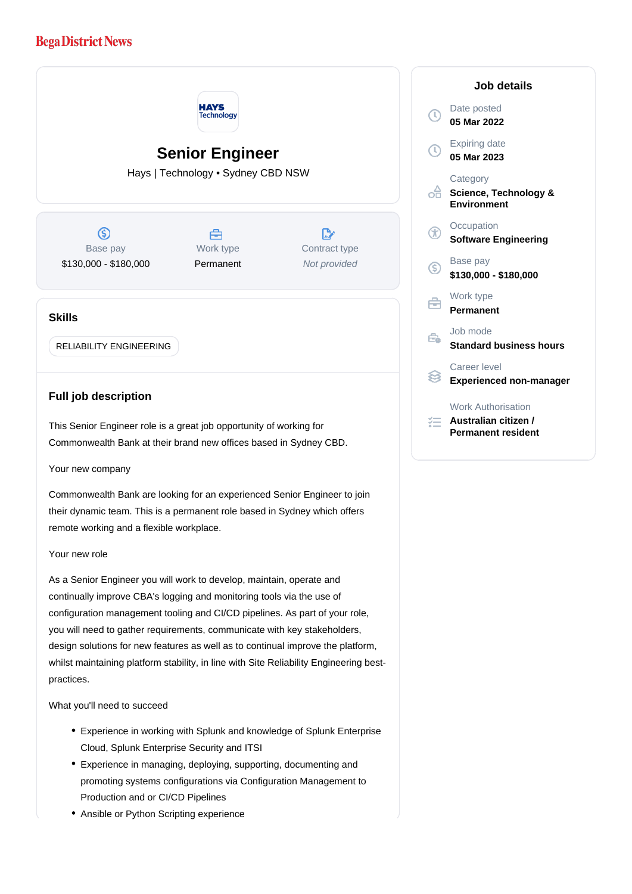Bega District News

# Senior Engineer

Hays | Technology • Sydney CBD NSW

| Base pay | Work type | Contract type |
|---|---|---|
| $130,000 - $180,000 | Permanent | *Not provided* |

## Skills

RELIABILITY ENGINEERING

## Full job description

This Senior Engineer role is a great job opportunity of working for Commonwealth Bank at their brand new offices based in Sydney CBD.

Your new company

Commonwealth Bank are looking for an experienced Senior Engineer to join their dynamic team. This is a permanent role based in Sydney which offers remote working and a flexible workplace.

Your new role

As a Senior Engineer you will work to develop, maintain, operate and continually improve CBA's logging and monitoring tools via the use of configuration management tooling and CI/CD pipelines. As part of your role, you will need to gather requirements, communicate with key stakeholders, design solutions for new features as well as to continual improve the platform, whilst maintaining platform stability, in line with Site Reliability Engineering best-practices.

What you'll need to succeed

- Experience in working with Splunk and knowledge of Splunk Enterprise Cloud, Splunk Enterprise Security and ITSI
- Experience in managing, deploying, supporting, documenting and promoting systems configurations via Configuration Management to Production and or CI/CD Pipelines
- Ansible or Python Scripting experience

## Job details

**Date posted**
05 Mar 2022

**Expiring date**
05 Mar 2023

**Category**
Science, Technology & Environment

**Occupation**
Software Engineering

**Base pay**
$130,000 - $180,000

**Work type**
Permanent

**Job mode**
Standard business hours

**Career level**
Experienced non-manager

**Work Authorisation**
Australian citizen / Permanent resident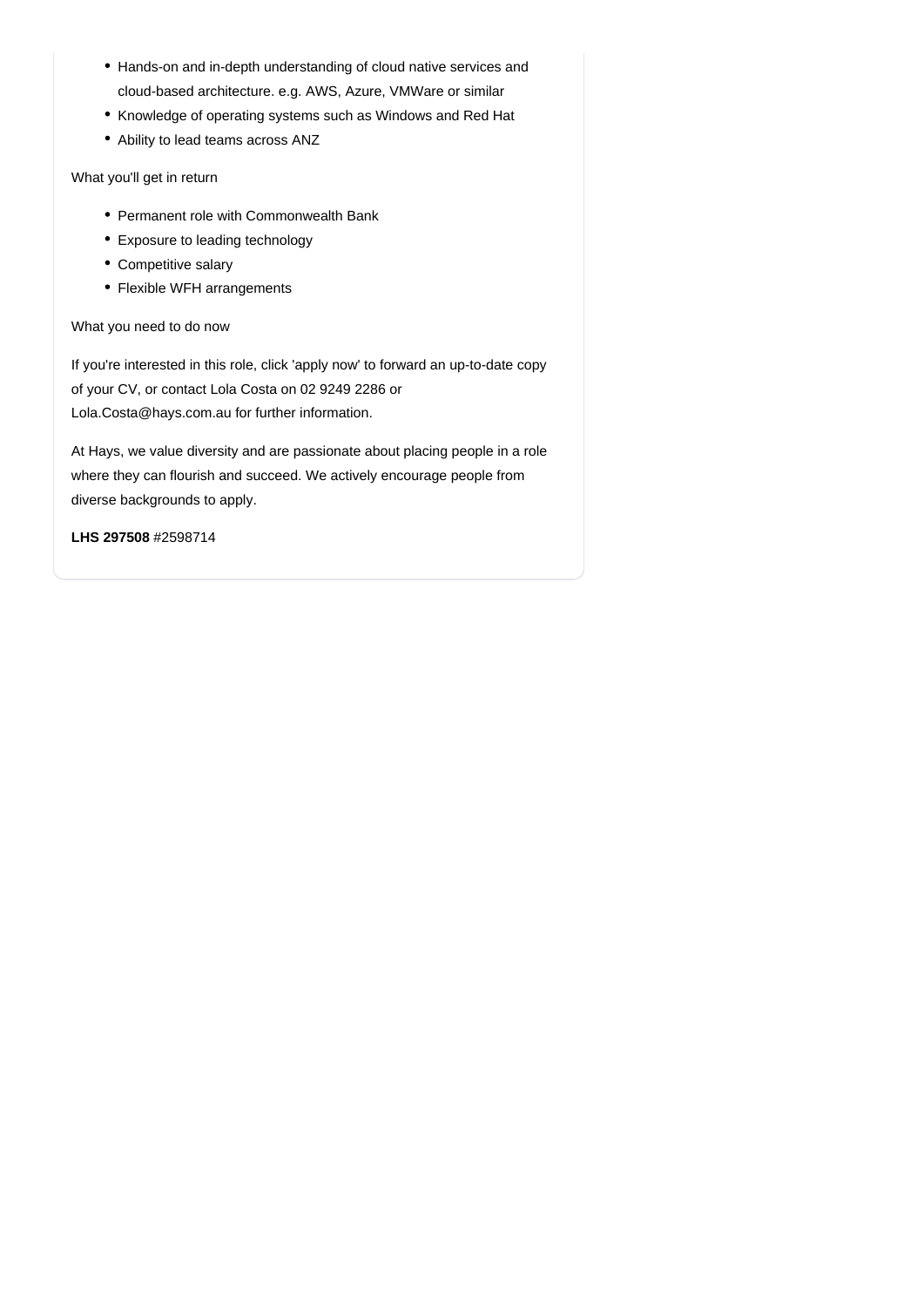- Hands-on and in-depth understanding of cloud native services and cloud-based architecture. e.g. AWS, Azure, VMWare or similar
- Knowledge of operating systems such as Windows and Red Hat
- Ability to lead teams across ANZ

What you'll get in return

- Permanent role with Commonwealth Bank
- Exposure to leading technology
- Competitive salary
- Flexible WFH arrangements

What you need to do now

If you're interested in this role, click 'apply now' to forward an up-to-date copy of your CV, or contact Lola Costa on 02 9249 2286 or Lola.Costa@hays.com.au for further information.

At Hays, we value diversity and are passionate about placing people in a role where they can flourish and succeed. We actively encourage people from diverse backgrounds to apply.

**LHS 297508** #2598714